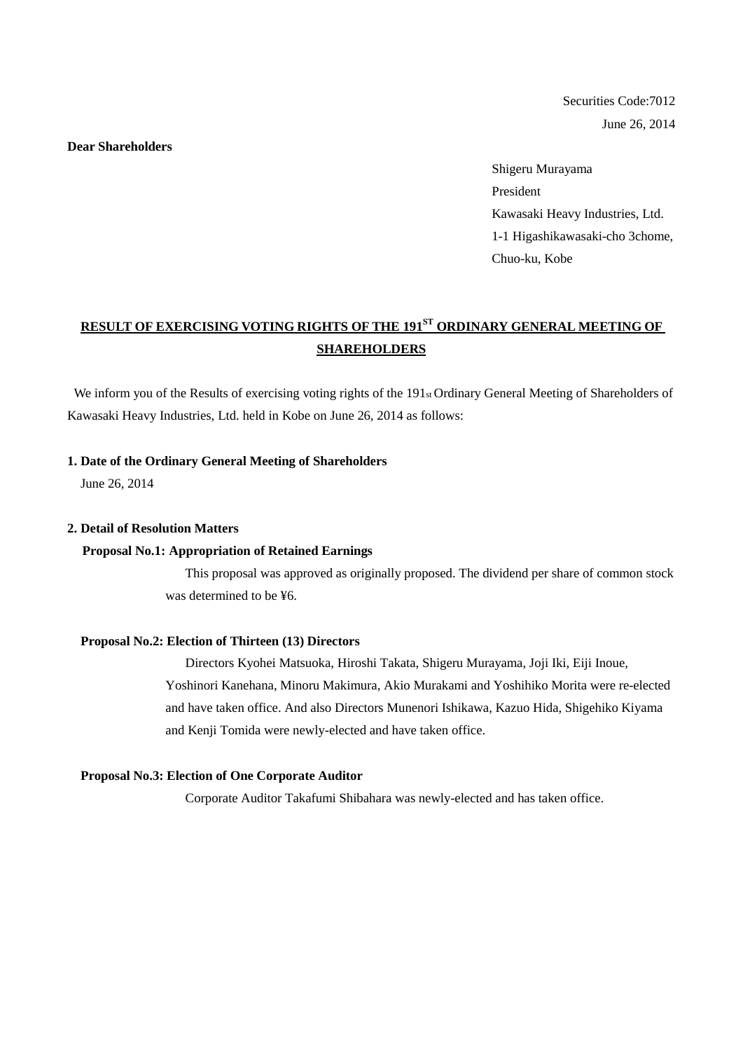Securities Code:7012

June 26, 2014

**Dear Shareholders**

Shigeru Murayama
President
Kawasaki Heavy Industries, Ltd.
1-1 Higashikawasaki-cho 3chome,
Chuo-ku, Kobe

## RESULT OF EXERCISING VOTING RIGHTS OF THE 191ST ORDINARY GENERAL MEETING OF SHAREHOLDERS

We inform you of the Results of exercising voting rights of the 191st Ordinary General Meeting of Shareholders of Kawasaki Heavy Industries, Ltd. held in Kobe on June 26, 2014 as follows:

### 1. Date of the Ordinary General Meeting of Shareholders

June 26, 2014

### 2. Detail of Resolution Matters

**Proposal No.1: Appropriation of Retained Earnings**

This proposal was approved as originally proposed. The dividend per share of common stock was determined to be ¥6.

**Proposal No.2: Election of Thirteen (13) Directors**

Directors Kyohei Matsuoka, Hiroshi Takata, Shigeru Murayama, Joji Iki, Eiji Inoue, Yoshinori Kanehana, Minoru Makimura, Akio Murakami and Yoshihiko Morita were re-elected and have taken office. And also Directors Munenori Ishikawa, Kazuo Hida, Shigehiko Kiyama and Kenji Tomida were newly-elected and have taken office.

**Proposal No.3: Election of One Corporate Auditor**

Corporate Auditor Takafumi Shibahara was newly-elected and has taken office.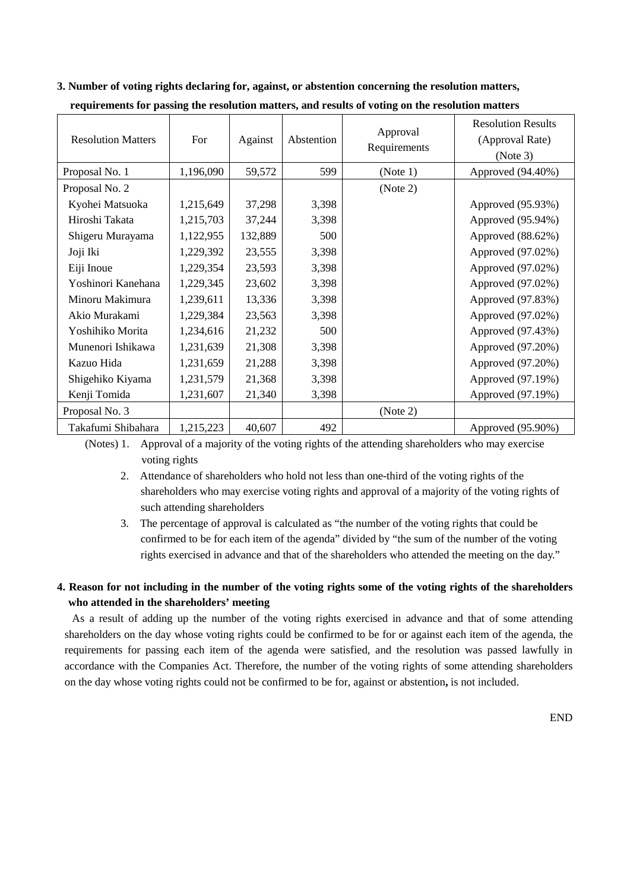**3. Number of voting rights declaring for, against, or abstention concerning the resolution matters, requirements for passing the resolution matters, and results of voting on the resolution matters**

| Resolution Matters | For | Against | Abstention | Approval Requirements | Resolution Results (Approval Rate) (Note 3) |
|---|---|---|---|---|---|
| Proposal No. 1 | 1,196,090 | 59,572 | 599 | (Note 1) | Approved (94.40%) |
| Proposal No. 2 | | | | (Note 2) | |
| Kyohei Matsuoka | 1,215,649 | 37,298 | 3,398 | | Approved (95.93%) |
| Hiroshi Takata | 1,215,703 | 37,244 | 3,398 | | Approved (95.94%) |
| Shigeru Murayama | 1,122,955 | 132,889 | 500 | | Approved (88.62%) |
| Joji Iki | 1,229,392 | 23,555 | 3,398 | | Approved (97.02%) |
| Eiji Inoue | 1,229,354 | 23,593 | 3,398 | | Approved (97.02%) |
| Yoshinori Kanehana | 1,229,345 | 23,602 | 3,398 | | Approved (97.02%) |
| Minoru Makimura | 1,239,611 | 13,336 | 3,398 | | Approved (97.83%) |
| Akio Murakami | 1,229,384 | 23,563 | 3,398 | | Approved (97.02%) |
| Yoshihiko Morita | 1,234,616 | 21,232 | 500 | | Approved (97.43%) |
| Munenori Ishikawa | 1,231,639 | 21,308 | 3,398 | | Approved (97.20%) |
| Kazuo Hida | 1,231,659 | 21,288 | 3,398 | | Approved (97.20%) |
| Shigehiko Kiyama | 1,231,579 | 21,368 | 3,398 | | Approved (97.19%) |
| Kenji Tomida | 1,231,607 | 21,340 | 3,398 | | Approved (97.19%) |
| Proposal No. 3 | | | | (Note 2) | |
| Takafumi Shibahara | 1,215,223 | 40,607 | 492 | | Approved (95.90%) |

(Notes) 1. Approval of a majority of the voting rights of the attending shareholders who may exercise voting rights

2. Attendance of shareholders who hold not less than one-third of the voting rights of the shareholders who may exercise voting rights and approval of a majority of the voting rights of such attending shareholders

3. The percentage of approval is calculated as "the number of the voting rights that could be confirmed to be for each item of the agenda" divided by "the sum of the number of the voting rights exercised in advance and that of the shareholders who attended the meeting on the day."

**4. Reason for not including in the number of the voting rights some of the voting rights of the shareholders who attended in the shareholders' meeting**

As a result of adding up the number of the voting rights exercised in advance and that of some attending shareholders on the day whose voting rights could be confirmed to be for or against each item of the agenda, the requirements for passing each item of the agenda were satisfied, and the resolution was passed lawfully in accordance with the Companies Act. Therefore, the number of the voting rights of some attending shareholders on the day whose voting rights could not be confirmed to be for, against or abstention**,** is not included.

END